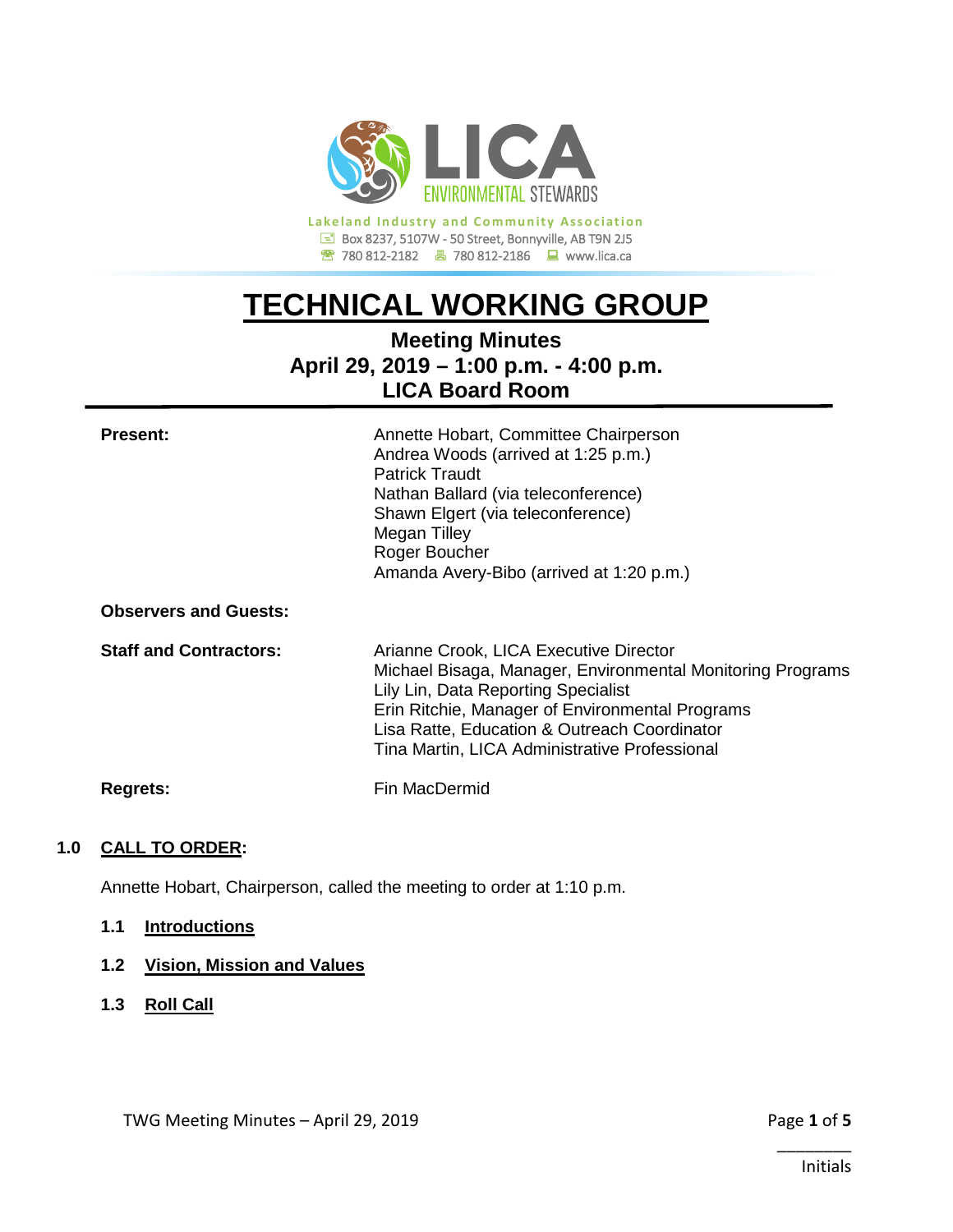LICA ENVIRONMENTAL STEWARDS

**Lakeland Industry and Community Association**
Box 8237, 5107W - 50 Street, Bonnyville, AB T9N 2J5
780 812-2182 | 780 812-2186 | www.lica.ca

# TECHNICAL WORKING GROUP

## Meeting Minutes
## April 29, 2019 – 1:00 p.m. - 4:00 p.m.
## LICA Board Room

| | |
|---|---|
| **Present:** | Annette Hobart, Committee Chairperson<br>Andrea Woods (arrived at 1:25 p.m.)<br>Patrick Traudt<br>Nathan Ballard (via teleconference)<br>Shawn Elgert (via teleconference)<br>Megan Tilley<br>Roger Boucher<br>Amanda Avery-Bibo (arrived at 1:20 p.m.) |
| **Observers and Guests:** | |
| **Staff and Contractors:** | Arianne Crook, LICA Executive Director<br>Michael Bisaga, Manager, Environmental Monitoring Programs<br>Lily Lin, Data Reporting Specialist<br>Erin Ritchie, Manager of Environmental Programs<br>Lisa Ratte, Education & Outreach Coordinator<br>Tina Martin, LICA Administrative Professional |
| **Regrets:** | Fin MacDermid |

### 1.0 CALL TO ORDER:

Annette Hobart, Chairperson, called the meeting to order at 1:10 p.m.

#### 1.1 Introductions

#### 1.2 Vision, Mission and Values

#### 1.3 Roll Call

________
Initials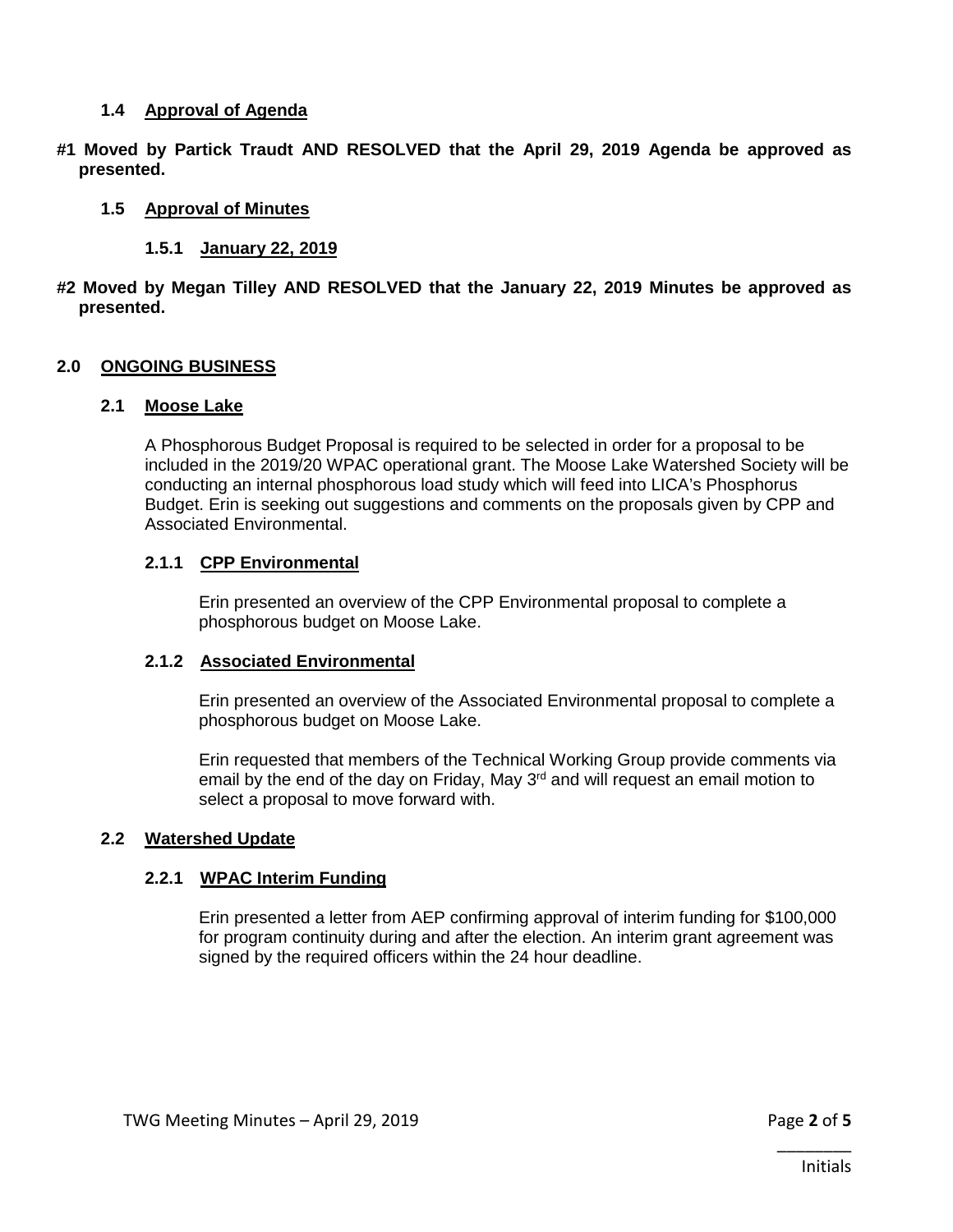### 1.4 Approval of Agenda

**#1 Moved by Partick Traudt AND RESOLVED that the April 29, 2019 Agenda be approved as presented.**

### 1.5 Approval of Minutes

#### 1.5.1 January 22, 2019

**#2 Moved by Megan Tilley AND RESOLVED that the January 22, 2019 Minutes be approved as presented.**

## 2.0 ONGOING BUSINESS

### 2.1 Moose Lake

A Phosphorous Budget Proposal is required to be selected in order for a proposal to be included in the 2019/20 WPAC operational grant. The Moose Lake Watershed Society will be conducting an internal phosphorous load study which will feed into LICA's Phosphorus Budget. Erin is seeking out suggestions and comments on the proposals given by CPP and Associated Environmental.

#### 2.1.1 CPP Environmental

Erin presented an overview of the CPP Environmental proposal to complete a phosphorous budget on Moose Lake.

#### 2.1.2 Associated Environmental

Erin presented an overview of the Associated Environmental proposal to complete a phosphorous budget on Moose Lake.

Erin requested that members of the Technical Working Group provide comments via email by the end of the day on Friday, May 3rd and will request an email motion to select a proposal to move forward with.

### 2.2 Watershed Update

#### 2.2.1 WPAC Interim Funding

Erin presented a letter from AEP confirming approval of interim funding for $100,000 for program continuity during and after the election. An interim grant agreement was signed by the required officers within the 24 hour deadline.

\_\_\_\_\_\_\_\_
Initials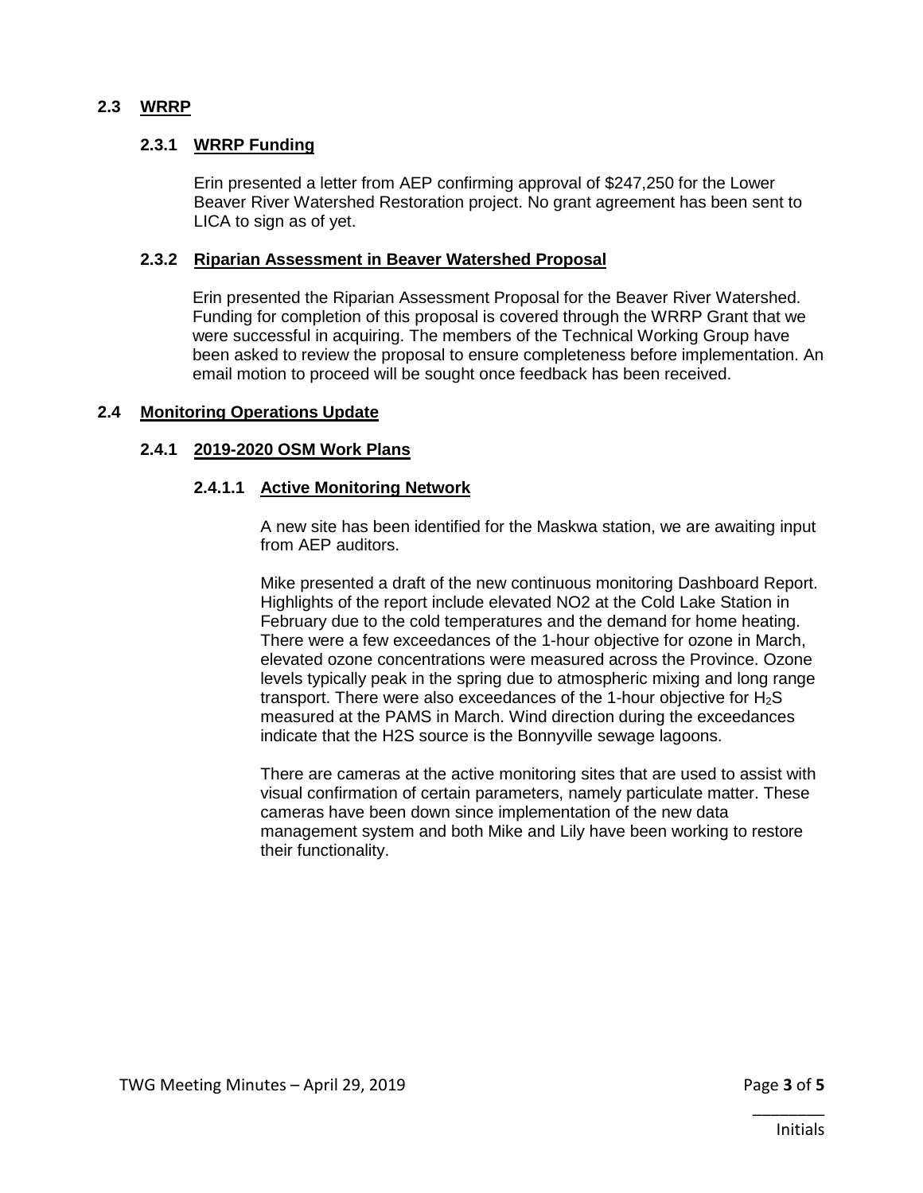## 2.3 WRRP

### 2.3.1 WRRP Funding

Erin presented a letter from AEP confirming approval of $247,250 for the Lower Beaver River Watershed Restoration project. No grant agreement has been sent to LICA to sign as of yet.

### 2.3.2 Riparian Assessment in Beaver Watershed Proposal

Erin presented the Riparian Assessment Proposal for the Beaver River Watershed. Funding for completion of this proposal is covered through the WRRP Grant that we were successful in acquiring. The members of the Technical Working Group have been asked to review the proposal to ensure completeness before implementation. An email motion to proceed will be sought once feedback has been received.

## 2.4 Monitoring Operations Update

### 2.4.1 2019-2020 OSM Work Plans

#### 2.4.1.1 Active Monitoring Network

A new site has been identified for the Maskwa station, we are awaiting input from AEP auditors.

Mike presented a draft of the new continuous monitoring Dashboard Report. Highlights of the report include elevated NO2 at the Cold Lake Station in February due to the cold temperatures and the demand for home heating. There were a few exceedances of the 1-hour objective for ozone in March, elevated ozone concentrations were measured across the Province. Ozone levels typically peak in the spring due to atmospheric mixing and long range transport. There were also exceedances of the 1-hour objective for $H_2S$ measured at the PAMS in March. Wind direction during the exceedances indicate that the H2S source is the Bonnyville sewage lagoons.

There are cameras at the active monitoring sites that are used to assist with visual confirmation of certain parameters, namely particulate matter. These cameras have been down since implementation of the new data management system and both Mike and Lily have been working to restore their functionality.

________
Initials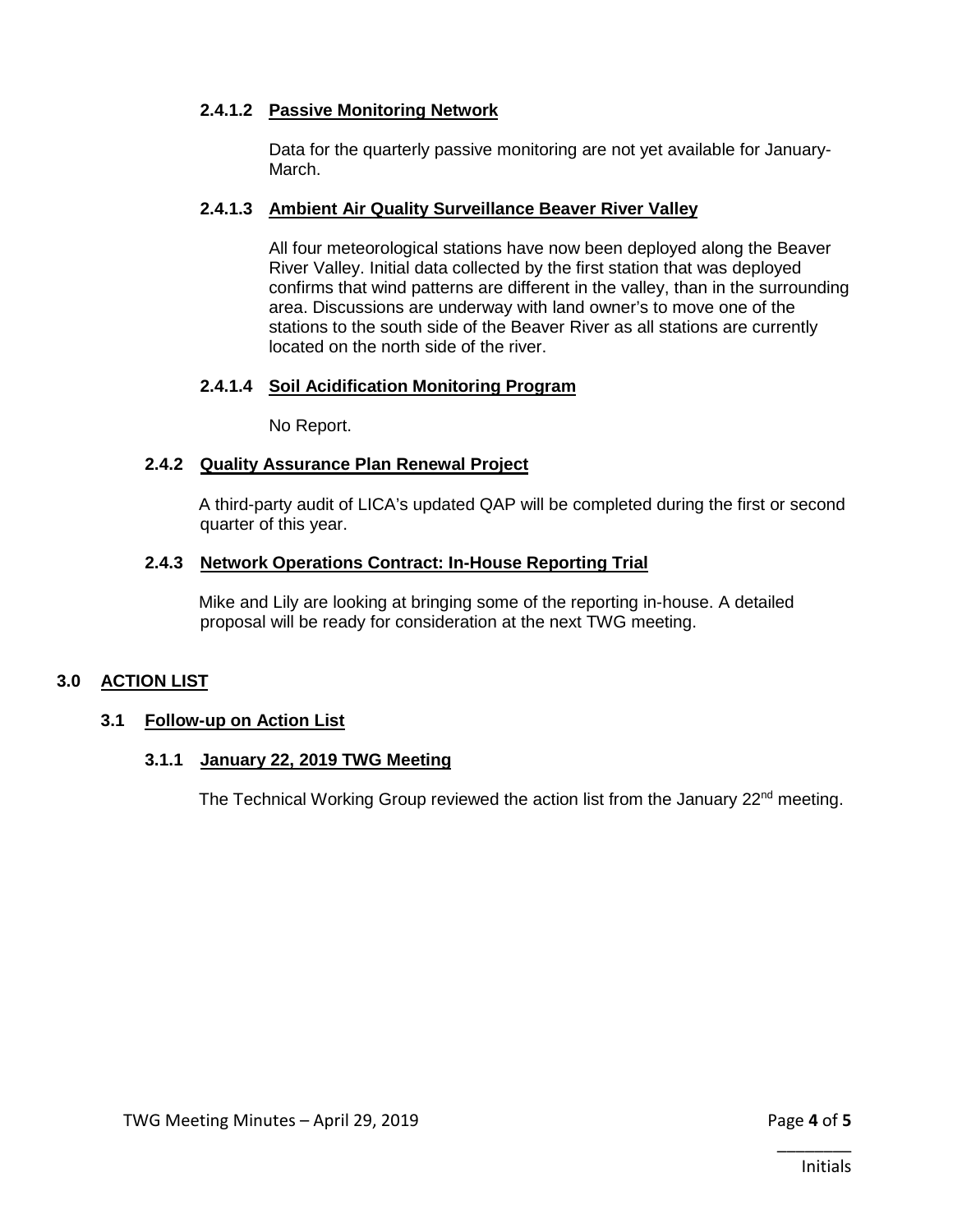#### 2.4.1.2 Passive Monitoring Network

Data for the quarterly passive monitoring are not yet available for January-March.

#### 2.4.1.3 Ambient Air Quality Surveillance Beaver River Valley

All four meteorological stations have now been deployed along the Beaver River Valley. Initial data collected by the first station that was deployed confirms that wind patterns are different in the valley, than in the surrounding area. Discussions are underway with land owner's to move one of the stations to the south side of the Beaver River as all stations are currently located on the north side of the river.

#### 2.4.1.4 Soil Acidification Monitoring Program

No Report.

### 2.4.2 Quality Assurance Plan Renewal Project

A third-party audit of LICA's updated QAP will be completed during the first or second quarter of this year.

### 2.4.3 Network Operations Contract: In-House Reporting Trial

Mike and Lily are looking at bringing some of the reporting in-house. A detailed proposal will be ready for consideration at the next TWG meeting.

# 3.0 ACTION LIST

## 3.1 Follow-up on Action List

### 3.1.1 January 22, 2019 TWG Meeting

The Technical Working Group reviewed the action list from the January 22nd meeting.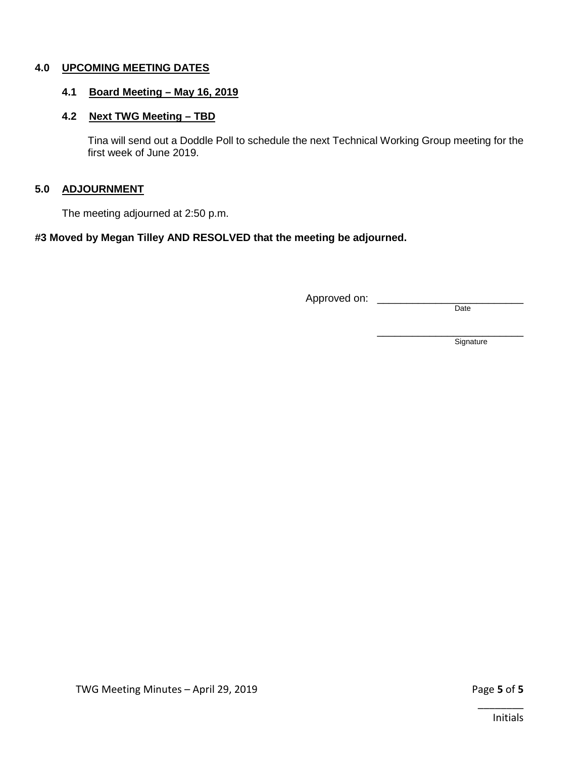## 4.0 UPCOMING MEETING DATES

### 4.1 Board Meeting – May 16, 2019

### 4.2 Next TWG Meeting – TBD

Tina will send out a Doddle Poll to schedule the next Technical Working Group meeting for the first week of June 2019.

## 5.0 ADJOURNMENT

The meeting adjourned at 2:50 p.m.

**#3 Moved by Megan Tilley AND RESOLVED that the meeting be adjourned.**

Approved on: ___________________________
Date

___________________________
Signature

________
Initials